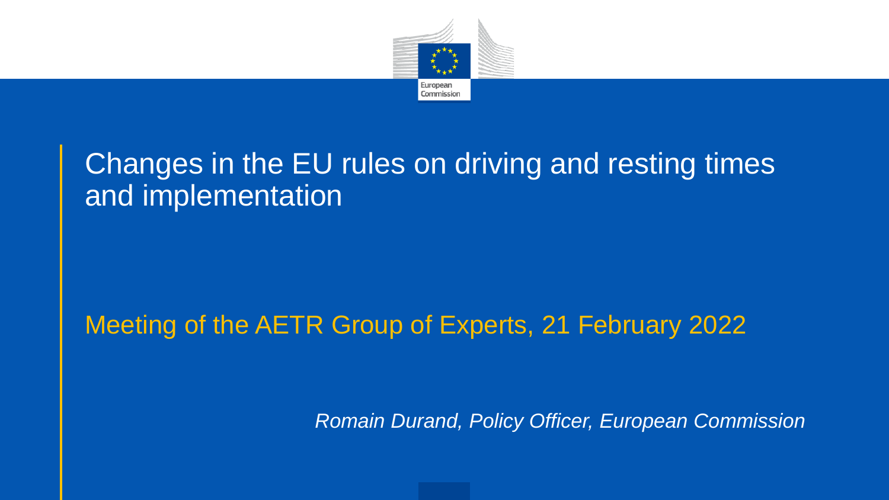# Changes in the EU rules on driving and resting times and implementation

Meeting of the AETR Group of Experts, 21 February 2022

*Romain Durand, Policy Officer, European Commission*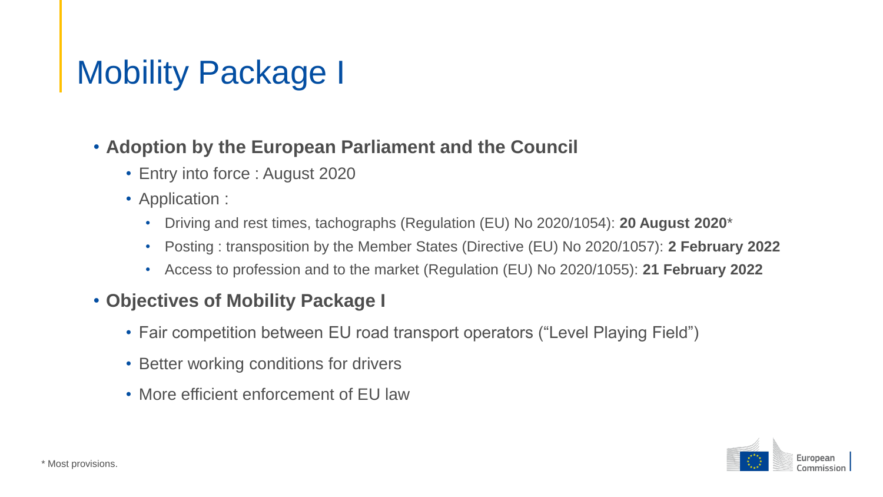# Mobility Package I

- **Adoption by the European Parliament and the Council**
  - Entry into force : August 2020
  - Application :
    - Driving and rest times, tachographs (Regulation (EU) No 2020/1054): **20 August 2020***
    - Posting : transposition by the Member States (Directive (EU) No 2020/1057): **2 February 2022**
    - Access to profession and to the market (Regulation (EU) No 2020/1055): **21 February 2022**
- **Objectives of Mobility Package I**
  - Fair competition between EU road transport operators ("Level Playing Field")
  - Better working conditions for drivers
  - More efficient enforcement of EU law

\* Most provisions.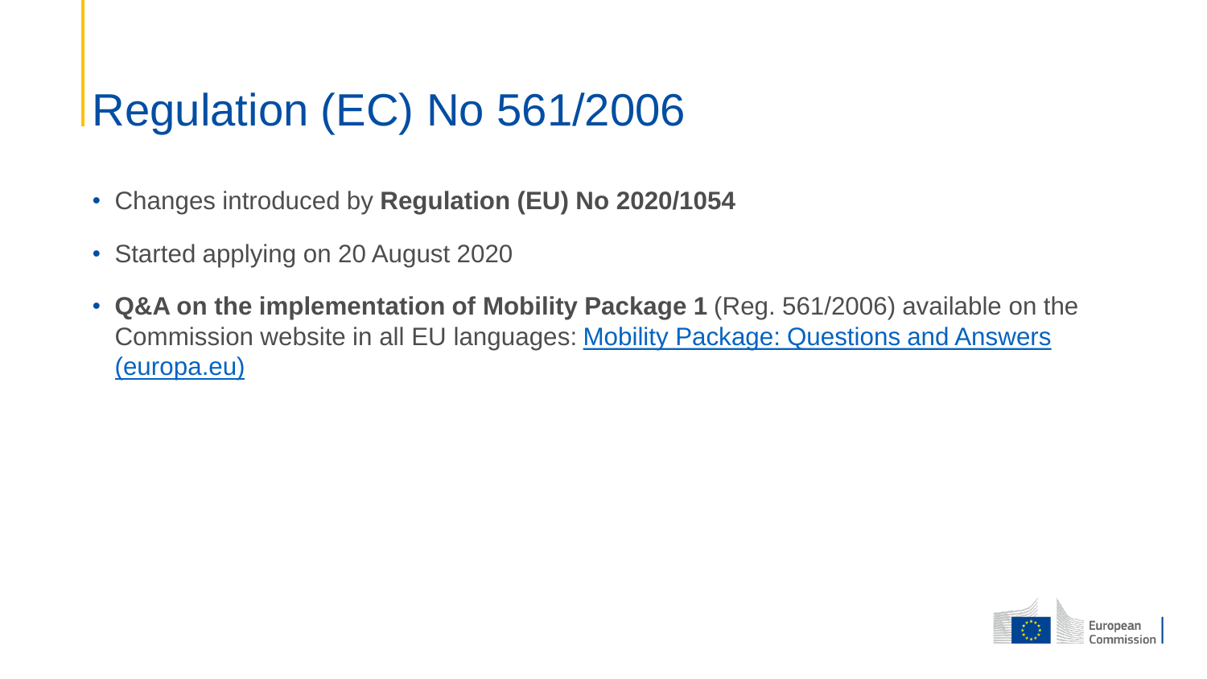# Regulation (EC) No 561/2006

- Changes introduced by **Regulation (EU) No 2020/1054**
- Started applying on 20 August 2020
- **Q&A on the implementation of Mobility Package 1** (Reg. 561/2006) available on the Commission website in all EU languages: Mobility Package: Questions and Answers (europa.eu)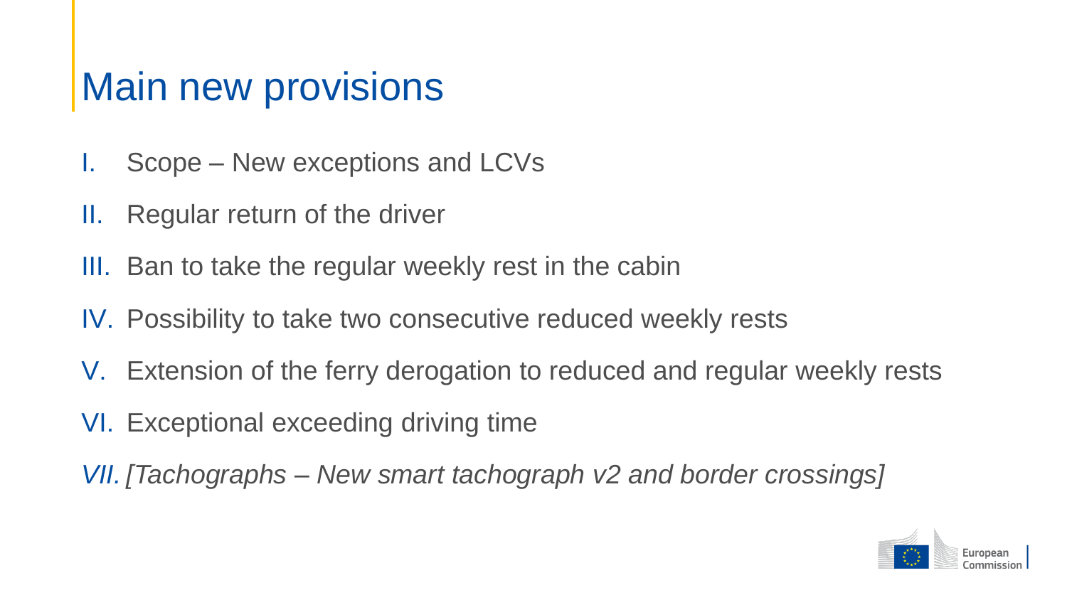# Main new provisions

I. Scope – New exceptions and LCVs

II. Regular return of the driver

III. Ban to take the regular weekly rest in the cabin

IV. Possibility to take two consecutive reduced weekly rests

V. Extension of the ferry derogation to reduced and regular weekly rests

VI. Exceptional exceeding driving time

*VII. [Tachographs – New smart tachograph v2 and border crossings]*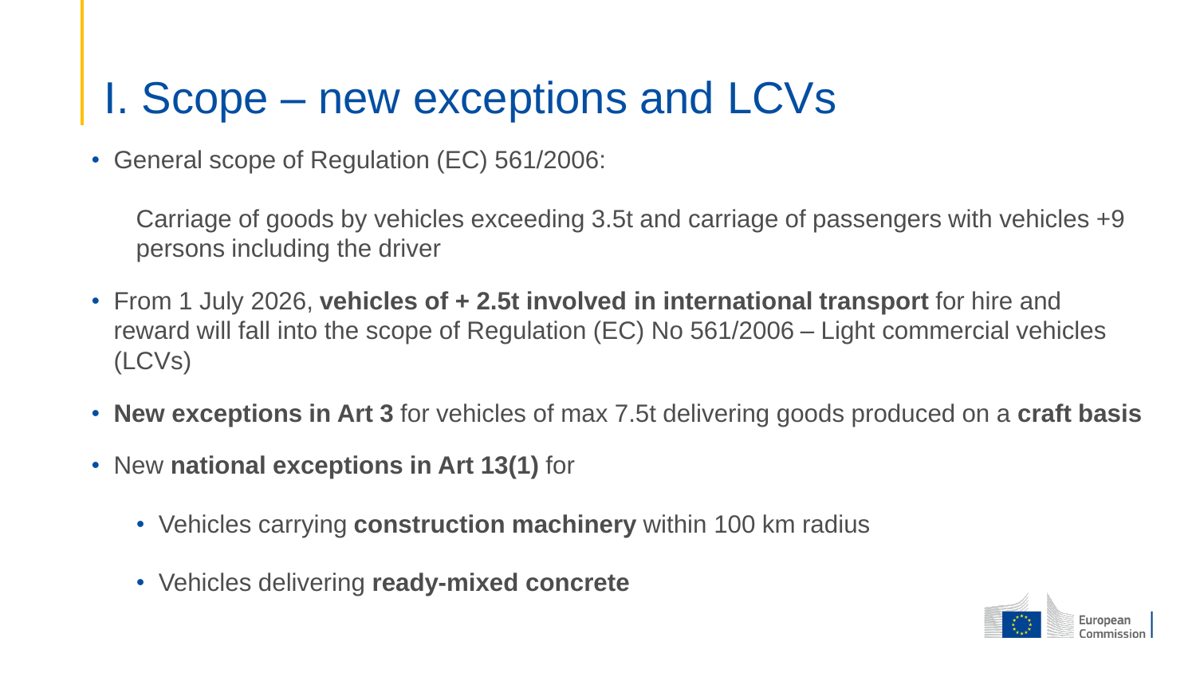# I. Scope – new exceptions and LCVs

- General scope of Regulation (EC) 561/2006:

  Carriage of goods by vehicles exceeding 3.5t and carriage of passengers with vehicles +9 persons including the driver

- From 1 July 2026, **vehicles of + 2.5t involved in international transport** for hire and reward will fall into the scope of Regulation (EC) No 561/2006 – Light commercial vehicles (LCVs)

- **New exceptions in Art 3** for vehicles of max 7.5t delivering goods produced on a **craft basis**

- New **national exceptions in Art 13(1)** for

  - Vehicles carrying **construction machinery** within 100 km radius

  - Vehicles delivering **ready-mixed concrete**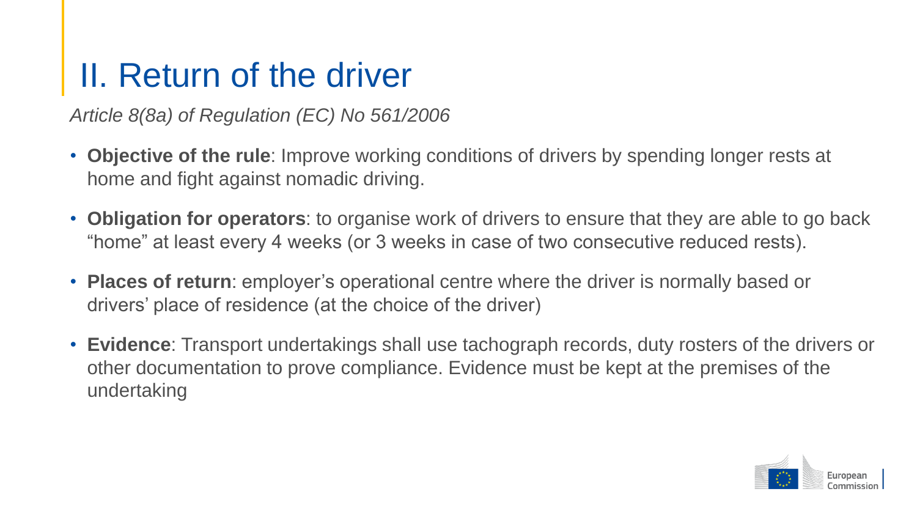# II. Return of the driver

*Article 8(8a) of Regulation (EC) No 561/2006*

- **Objective of the rule**: Improve working conditions of drivers by spending longer rests at home and fight against nomadic driving.
- **Obligation for operators**: to organise work of drivers to ensure that they are able to go back “home” at least every 4 weeks (or 3 weeks in case of two consecutive reduced rests).
- **Places of return**: employer’s operational centre where the driver is normally based or drivers’ place of residence (at the choice of the driver)
- **Evidence**: Transport undertakings shall use tachograph records, duty rosters of the drivers or other documentation to prove compliance. Evidence must be kept at the premises of the undertaking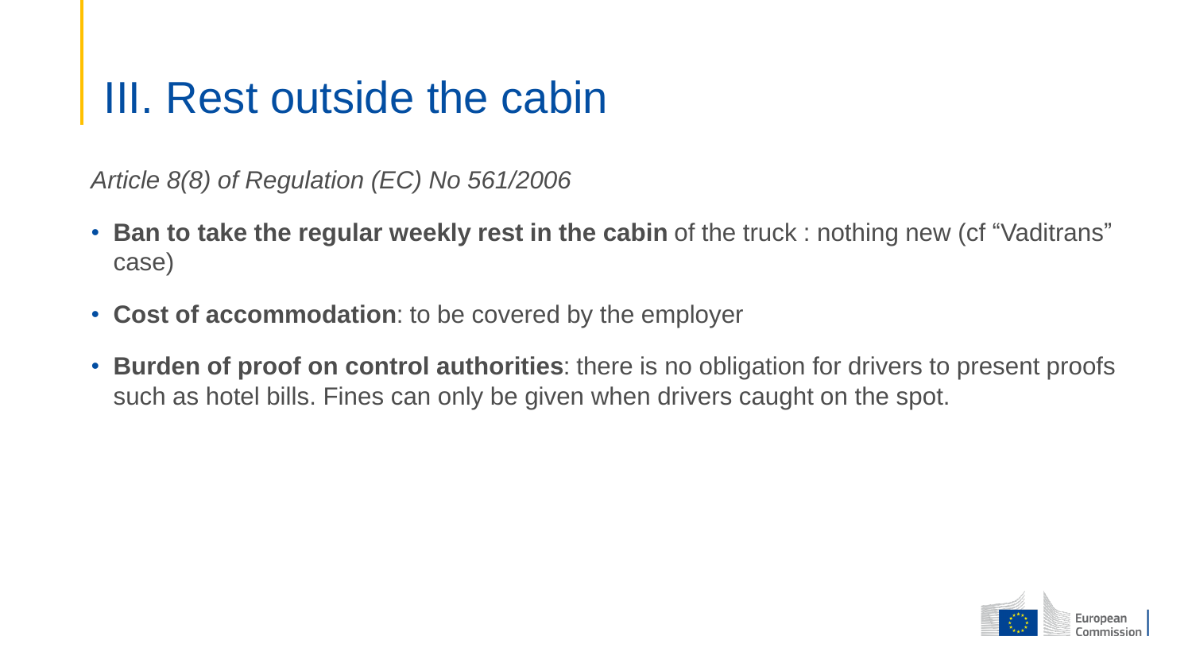# III. Rest outside the cabin

*Article 8(8) of Regulation (EC) No 561/2006*

- **Ban to take the regular weekly rest in the cabin** of the truck : nothing new (cf “Vaditrans” case)
- **Cost of accommodation**: to be covered by the employer
- **Burden of proof on control authorities**: there is no obligation for drivers to present proofs such as hotel bills. Fines can only be given when drivers caught on the spot.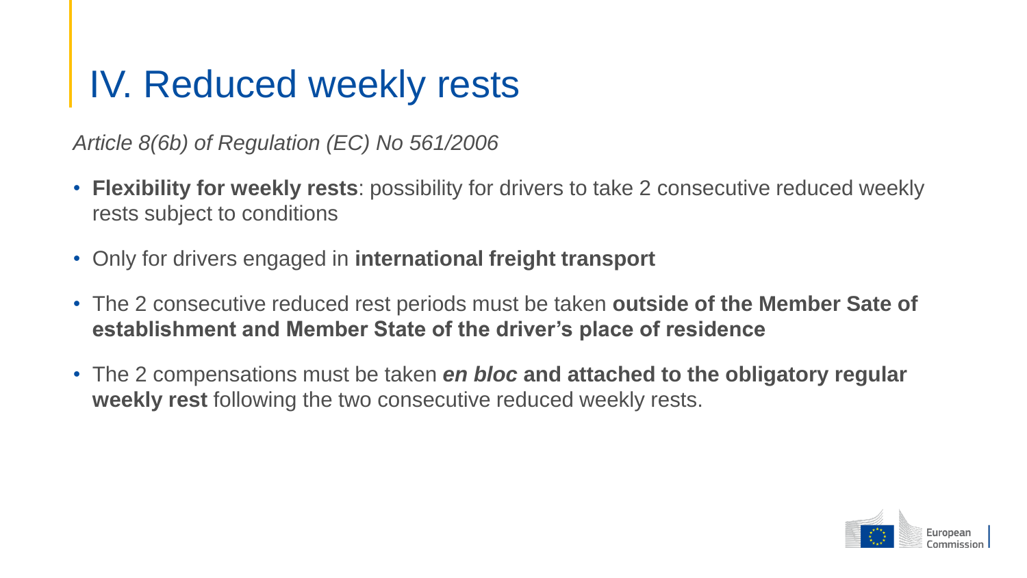# IV. Reduced weekly rests

*Article 8(6b) of Regulation (EC) No 561/2006*

- **Flexibility for weekly rests**: possibility for drivers to take 2 consecutive reduced weekly rests subject to conditions
- Only for drivers engaged in **international freight transport**
- The 2 consecutive reduced rest periods must be taken **outside of the Member Sate of establishment and Member State of the driver's place of residence**
- The 2 compensations must be taken ***en bloc*** **and attached to the obligatory regular weekly rest** following the two consecutive reduced weekly rests.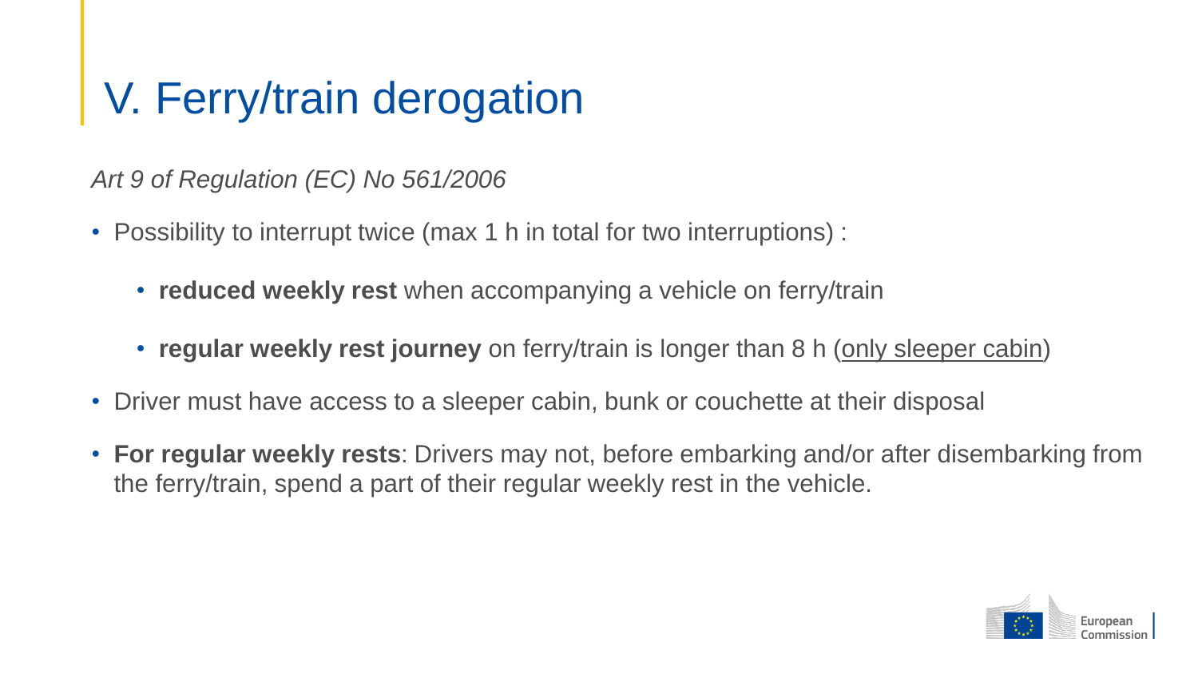# V. Ferry/train derogation

*Art 9 of Regulation (EC) No 561/2006*

- Possibility to interrupt twice (max 1 h in total for two interruptions) :
  - **reduced weekly rest** when accompanying a vehicle on ferry/train
  - **regular weekly rest journey** on ferry/train is longer than 8 h (<u>only sleeper cabin</u>)
- Driver must have access to a sleeper cabin, bunk or couchette at their disposal
- **For regular weekly rests**: Drivers may not, before embarking and/or after disembarking from the ferry/train, spend a part of their regular weekly rest in the vehicle.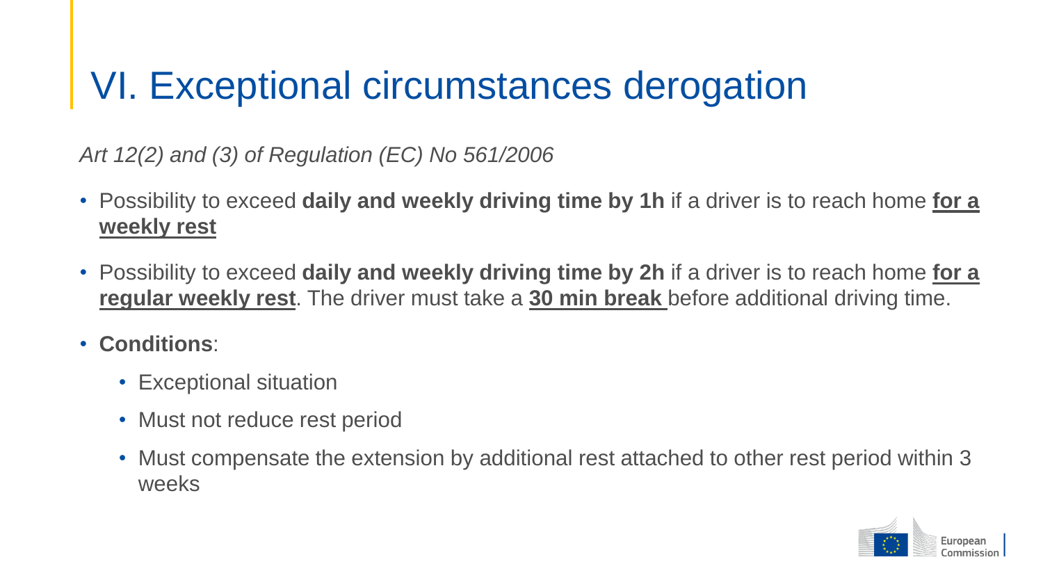# VI. Exceptional circumstances derogation

*Art 12(2) and (3) of Regulation (EC) No 561/2006*

- Possibility to exceed **daily and weekly driving time by 1h** if a driver is to reach home **for a weekly rest**
- Possibility to exceed **daily and weekly driving time by 2h** if a driver is to reach home **for a regular weekly rest**. The driver must take a **30 min break** before additional driving time.
- **Conditions**:
  - Exceptional situation
  - Must not reduce rest period
  - Must compensate the extension by additional rest attached to other rest period within 3 weeks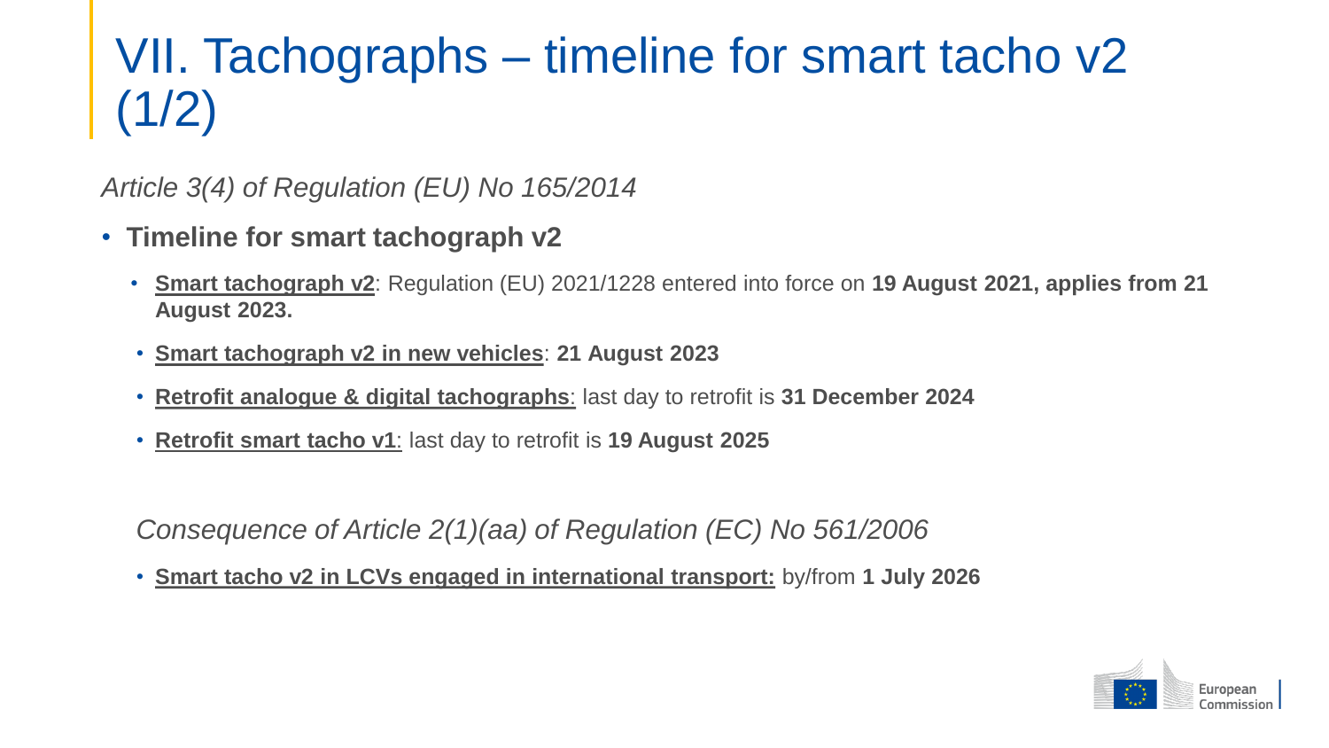# VII. Tachographs – timeline for smart tacho v2 (1/2)

*Article 3(4) of Regulation (EU) No 165/2014*

- **Timeline for smart tachograph v2**
  - **Smart tachograph v2**: Regulation (EU) 2021/1228 entered into force on **19 August 2021, applies from 21 August 2023.**
  - **Smart tachograph v2 in new vehicles**: **21 August 2023**
  - **Retrofit analogue & digital tachographs**: last day to retrofit is **31 December 2024**
  - **Retrofit smart tacho v1**: last day to retrofit is **19 August 2025**

*Consequence of Article 2(1)(aa) of Regulation (EC) No 561/2006*

- **Smart tacho v2 in LCVs engaged in international transport:** by/from **1 July 2026**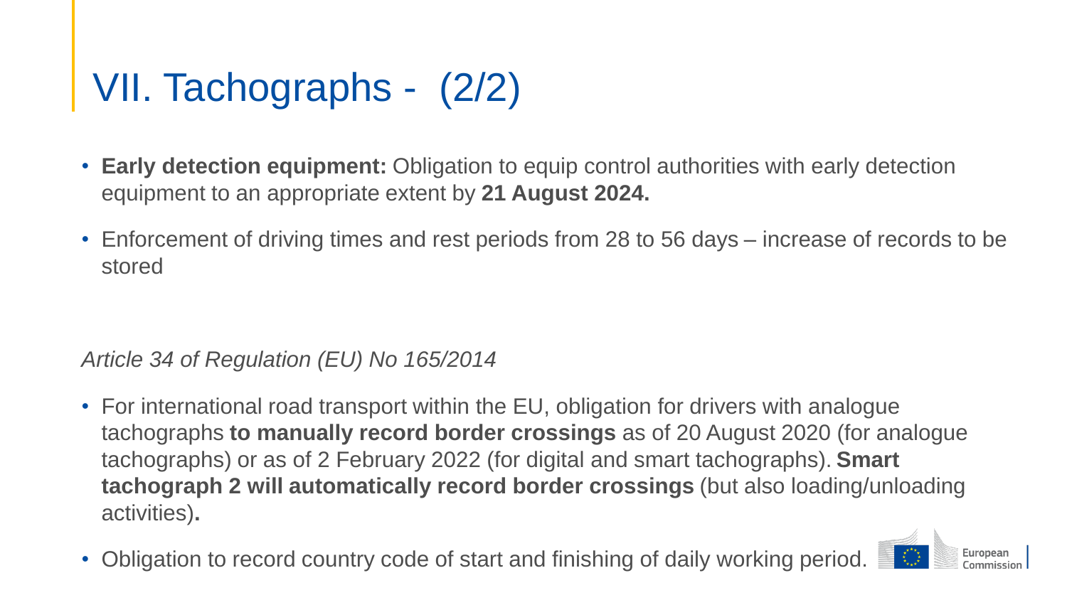# VII. Tachographs - (2/2)

- **Early detection equipment:** Obligation to equip control authorities with early detection equipment to an appropriate extent by **21 August 2024.**
- Enforcement of driving times and rest periods from 28 to 56 days – increase of records to be stored

*Article 34 of Regulation (EU) No 165/2014*

- For international road transport within the EU, obligation for drivers with analogue tachographs **to manually record border crossings** as of 20 August 2020 (for analogue tachographs) or as of 2 February 2022 (for digital and smart tachographs). **Smart tachograph 2 will automatically record border crossings** (but also loading/unloading activities)**.**
- Obligation to record country code of start and finishing of daily working period.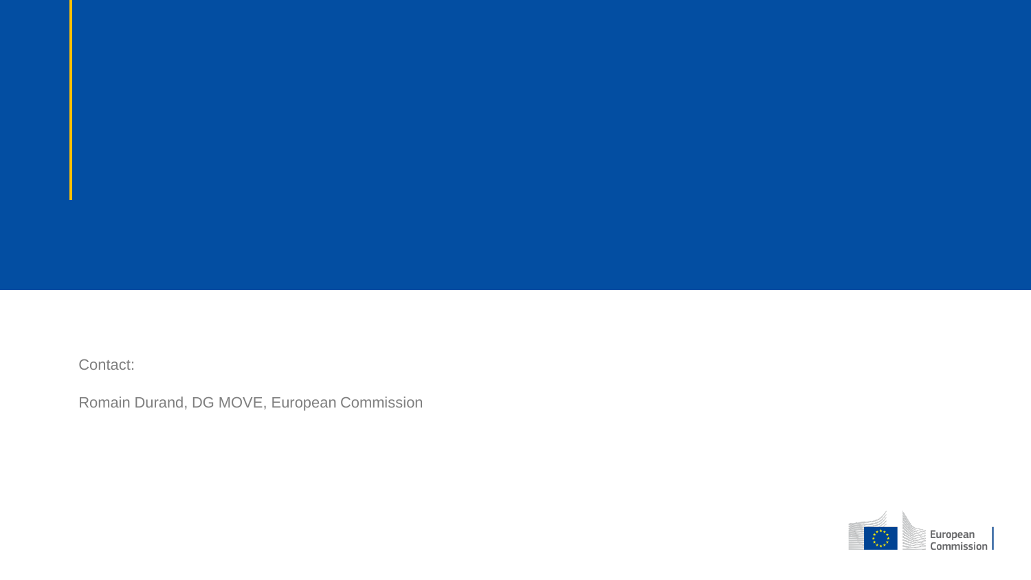Contact:

Romain Durand, DG MOVE, European Commission